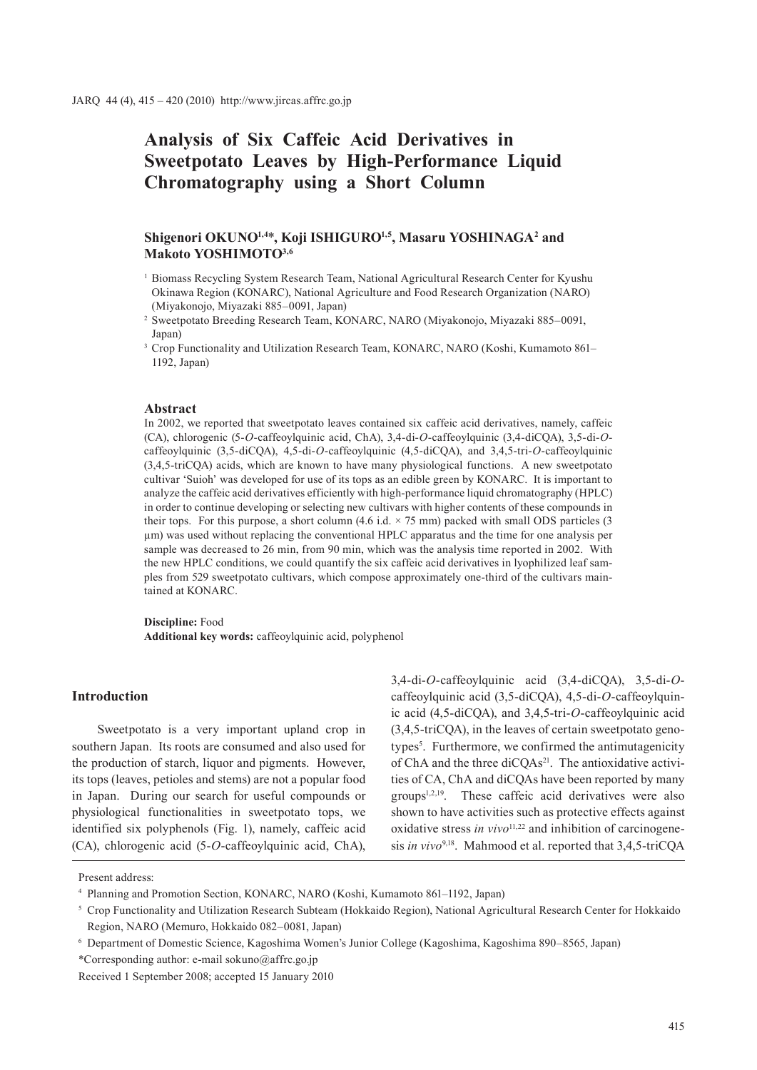# Analysis of Six Caffeic Acid Derivatives in Sweetpotato Leaves by High-Performance Liquid Chromatography using a Short Column

**Shigenori OKUNO[1,4]\*, Koji ISHIGURO[1,5], Masaru YOSHINAGA[2] and Makoto YOSHIMOTO[3,6]**

[1] Biomass Recycling System Research Team, National Agricultural Research Center for Kyushu Okinawa Region (KONARC), National Agriculture and Food Research Organization (NARO) (Miyakonojo, Miyazaki 885–0091, Japan)

[2] Sweetpotato Breeding Research Team, KONARC, NARO (Miyakonojo, Miyazaki 885–0091, Japan)

[3] Crop Functionality and Utilization Research Team, KONARC, NARO (Koshi, Kumamoto 861–1192, Japan)

## Abstract

In 2002, we reported that sweetpotato leaves contained six caffeic acid derivatives, namely, caffeic (CA), chlorogenic (5-*O*-caffeoylquinic acid, ChA), 3,4-di-*O*-caffeoylquinic (3,4-diCQA), 3,5-di-*O*-caffeoylquinic (3,5-diCQA), 4,5-di-*O*-caffeoylquinic (4,5-diCQA), and 3,4,5-tri-*O*-caffeoylquinic (3,4,5-triCQA) acids, which are known to have many physiological functions. A new sweetpotato cultivar 'Suioh' was developed for use of its tops as an edible green by KONARC. It is important to analyze the caffeic acid derivatives efficiently with high-performance liquid chromatography (HPLC) in order to continue developing or selecting new cultivars with higher contents of these compounds in their tops. For this purpose, a short column (4.6 i.d. × 75 mm) packed with small ODS particles (3 µm) was used without replacing the conventional HPLC apparatus and the time for one analysis per sample was decreased to 26 min, from 90 min, which was the analysis time reported in 2002. With the new HPLC conditions, we could quantify the six caffeic acid derivatives in lyophilized leaf samples from 529 sweetpotato cultivars, which compose approximately one-third of the cultivars maintained at KONARC.

**Discipline:** Food

**Additional key words:** caffeoylquinic acid, polyphenol

## Introduction

Sweetpotato is a very important upland crop in southern Japan. Its roots are consumed and also used for the production of starch, liquor and pigments. However, its tops (leaves, petioles and stems) are not a popular food in Japan. During our search for useful compounds or physiological functionalities in sweetpotato tops, we identified six polyphenols (Fig. 1), namely, caffeic acid (CA), chlorogenic acid (5-*O*-caffeoylquinic acid, ChA), 3,4-di-*O*-caffeoylquinic acid (3,4-diCQA), 3,5-di-*O*-caffeoylquinic acid (3,5-diCQA), 4,5-di-*O*-caffeoylquinic acid (4,5-diCQA), and 3,4,5-tri-*O*-caffeoylquinic acid (3,4,5-triCQA), in the leaves of certain sweetpotato genotypes[5]. Furthermore, we confirmed the antimutagenicity of ChA and the three diCQAs[21]. The antioxidative activities of CA, ChA and diCQAs have been reported by many groups[1,2,19]. These caffeic acid derivatives were also shown to have activities such as protective effects against oxidative stress *in vivo*[11,22] and inhibition of carcinogenesis *in vivo*[9,18]. Mahmood et al. reported that 3,4,5-triCQA

Present address:

[4] Planning and Promotion Section, KONARC, NARO (Koshi, Kumamoto 861–1192, Japan)

[5] Crop Functionality and Utilization Research Subteam (Hokkaido Region), National Agricultural Research Center for Hokkaido Region, NARO (Memuro, Hokkaido 082–0081, Japan)

[6] Department of Domestic Science, Kagoshima Women's Junior College (Kagoshima, Kagoshima 890–8565, Japan)

\*Corresponding author: e-mail sokuno@affrc.go.jp

Received 1 September 2008; accepted 15 January 2010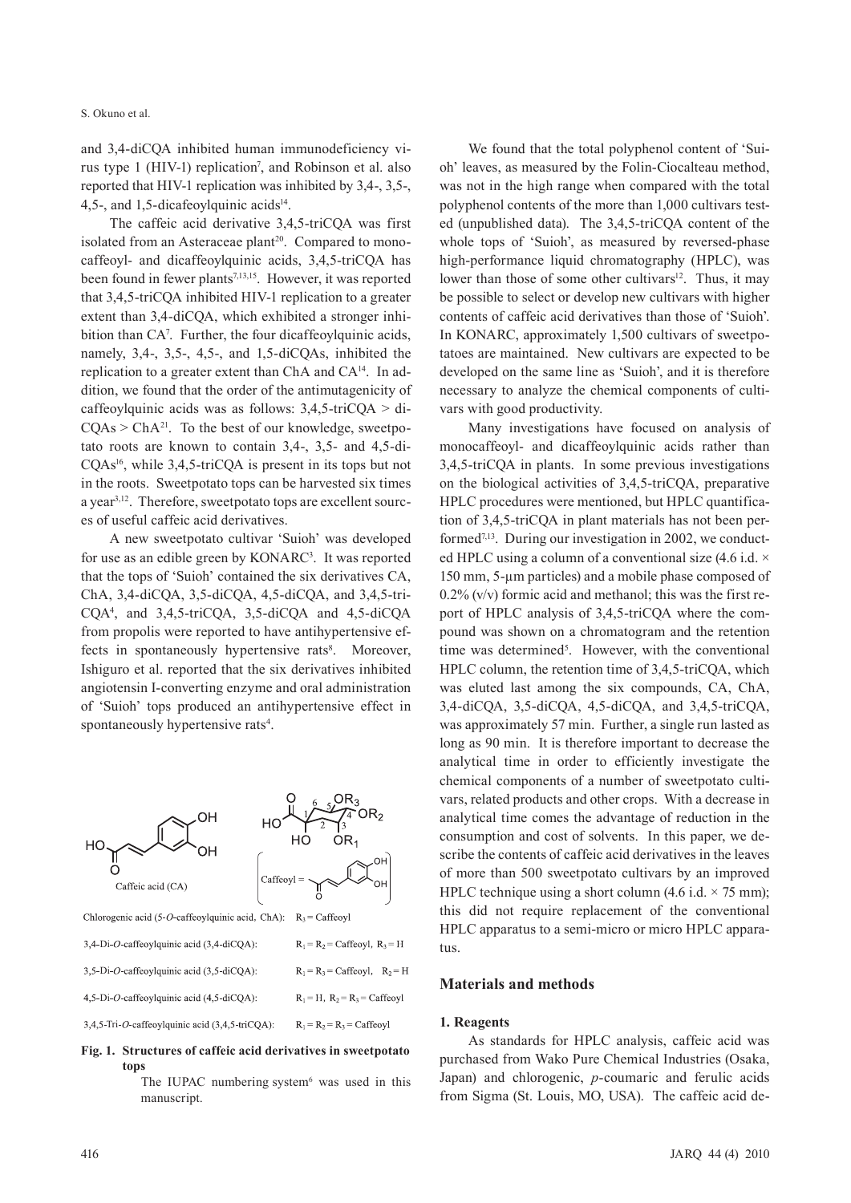and 3,4-diCQA inhibited human immunodeficiency virus type 1 (HIV-1) replication[7], and Robinson et al. also reported that HIV-1 replication was inhibited by 3,4-, 3,5-, 4,5-, and 1,5-dicafeoylquinic acids[14].

The caffeic acid derivative 3,4,5-triCQA was first isolated from an Asteraceae plant[20]. Compared to monocaffeoyl- and dicaffeoylquinic acids, 3,4,5-triCQA has been found in fewer plants[7,13,15]. However, it was reported that 3,4,5-triCQA inhibited HIV-1 replication to a greater extent than 3,4-diCQA, which exhibited a stronger inhibition than CA[7]. Further, the four dicaffeoylquinic acids, namely, 3,4-, 3,5-, 4,5-, and 1,5-diCQAs, inhibited the replication to a greater extent than ChA and CA[14]. In addition, we found that the order of the antimutagenicity of caffeoylquinic acids was as follows: 3,4,5-triCQA > diCQAs > ChA[21]. To the best of our knowledge, sweetpotato roots are known to contain 3,4-, 3,5- and 4,5-diCQAs[16], while 3,4,5-triCQA is present in its tops but not in the roots. Sweetpotato tops can be harvested six times a year[3,12]. Therefore, sweetpotato tops are excellent sources of useful caffeic acid derivatives.

A new sweetpotato cultivar 'Suioh' was developed for use as an edible green by KONARC[3]. It was reported that the tops of 'Suioh' contained the six derivatives CA, ChA, 3,4-diCQA, 3,5-diCQA, 4,5-diCQA, and 3,4,5-triCQA[4], and 3,4,5-triCQA, 3,5-diCQA and 4,5-diCQA from propolis were reported to have antihypertensive effects in spontaneously hypertensive rats[8]. Moreover, Ishiguro et al. reported that the six derivatives inhibited angiotensin I-converting enzyme and oral administration of 'Suioh' tops produced an antihypertensive effect in spontaneously hypertensive rats[4].

Caffeic acid (CA)

Caffeoyl =

Chlorogenic acid (5-*O*-caffeoylquinic acid, ChA): $R_3$ = Caffeoyl

3,4-Di-*O*-caffeoylquinic acid (3,4-diCQA): $R_1 = R_2$ = Caffeoyl, $R_3$ = H

3,5-Di-*O*-caffeoylquinic acid (3,5-diCQA): $R_1 = R_3$ = Caffeoyl, $R_2$ = H

4,5-Di-*O*-caffeoylquinic acid (4,5-diCQA): $R_1$ = H, $R_2 = R_3$ = Caffeoyl

3,4,5-Tri-*O*-caffeoylquinic acid (3,4,5-triCQA): $R_1 = R_2 = R_3$ = Caffeoyl

**Fig. 1. Structures of caffeic acid derivatives in sweetpotato tops**

The IUPAC numbering system[6] was used in this manuscript.

We found that the total polyphenol content of 'Suioh' leaves, as measured by the Folin-Ciocalteau method, was not in the high range when compared with the total polyphenol contents of the more than 1,000 cultivars tested (unpublished data). The 3,4,5-triCQA content of the whole tops of 'Suioh', as measured by reversed-phase high-performance liquid chromatography (HPLC), was lower than those of some other cultivars[12]. Thus, it may be possible to select or develop new cultivars with higher contents of caffeic acid derivatives than those of 'Suioh'. In KONARC, approximately 1,500 cultivars of sweetpotatoes are maintained. New cultivars are expected to be developed on the same line as 'Suioh', and it is therefore necessary to analyze the chemical components of cultivars with good productivity.

Many investigations have focused on analysis of monocaffeoyl- and dicaffeoylquinic acids rather than 3,4,5-triCQA in plants. In some previous investigations on the biological activities of 3,4,5-triCQA, preparative HPLC procedures were mentioned, but HPLC quantification of 3,4,5-triCQA in plant materials has not been performed[7,13]. During our investigation in 2002, we conducted HPLC using a column of a conventional size (4.6 i.d. × 150 mm, 5-µm particles) and a mobile phase composed of 0.2% (v/v) formic acid and methanol; this was the first report of HPLC analysis of 3,4,5-triCQA where the compound was shown on a chromatogram and the retention time was determined[5]. However, with the conventional HPLC column, the retention time of 3,4,5-triCQA, which was eluted last among the six compounds, CA, ChA, 3,4-diCQA, 3,5-diCQA, 4,5-diCQA, and 3,4,5-triCQA, was approximately 57 min. Further, a single run lasted as long as 90 min. It is therefore important to decrease the analytical time in order to efficiently investigate the chemical components of a number of sweetpotato cultivars, related products and other crops. With a decrease in analytical time comes the advantage of reduction in the consumption and cost of solvents. In this paper, we describe the contents of caffeic acid derivatives in the leaves of more than 500 sweetpotato cultivars by an improved HPLC technique using a short column (4.6 i.d. × 75 mm); this did not require replacement of the conventional HPLC apparatus to a semi-micro or micro HPLC apparatus.

## Materials and methods

### 1. Reagents

As standards for HPLC analysis, caffeic acid was purchased from Wako Pure Chemical Industries (Osaka, Japan) and chlorogenic, *p*-coumaric and ferulic acids from Sigma (St. Louis, MO, USA). The caffeic acid de-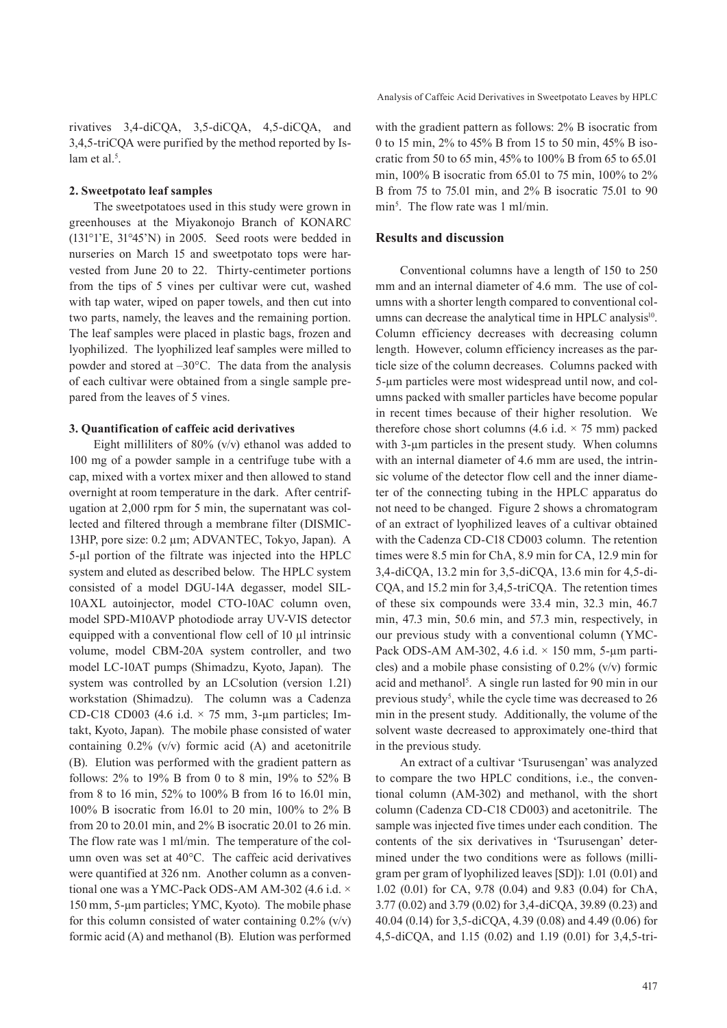rivatives 3,4-diCQA, 3,5-diCQA, 4,5-diCQA, and 3,4,5-triCQA were purified by the method reported by Islam et al.[5].

### 2. Sweetpotato leaf samples

The sweetpotatoes used in this study were grown in greenhouses at the Miyakonojo Branch of KONARC (131°1'E, 31°45'N) in 2005. Seed roots were bedded in nurseries on March 15 and sweetpotato tops were harvested from June 20 to 22. Thirty-centimeter portions from the tips of 5 vines per cultivar were cut, washed with tap water, wiped on paper towels, and then cut into two parts, namely, the leaves and the remaining portion. The leaf samples were placed in plastic bags, frozen and lyophilized. The lyophilized leaf samples were milled to powder and stored at –30°C. The data from the analysis of each cultivar were obtained from a single sample prepared from the leaves of 5 vines.

### 3. Quantification of caffeic acid derivatives

Eight milliliters of 80% (v/v) ethanol was added to 100 mg of a powder sample in a centrifuge tube with a cap, mixed with a vortex mixer and then allowed to stand overnight at room temperature in the dark. After centrifugation at 2,000 rpm for 5 min, the supernatant was collected and filtered through a membrane filter (DISMIC-13HP, pore size: 0.2 µm; ADVANTEC, Tokyo, Japan). A 5-µl portion of the filtrate was injected into the HPLC system and eluted as described below. The HPLC system consisted of a model DGU-14A degasser, model SIL-10AXL autoinjector, model CTO-10AC column oven, model SPD-M10AVP photodiode array UV-VIS detector equipped with a conventional flow cell of 10 µl intrinsic volume, model CBM-20A system controller, and two model LC-10AT pumps (Shimadzu, Kyoto, Japan). The system was controlled by an LCsolution (version 1.21) workstation (Shimadzu). The column was a Cadenza CD-C18 CD003 (4.6 i.d. × 75 mm, 3-µm particles; Imtakt, Kyoto, Japan). The mobile phase consisted of water containing 0.2% (v/v) formic acid (A) and acetonitrile (B). Elution was performed with the gradient pattern as follows: 2% to 19% B from 0 to 8 min, 19% to 52% B from 8 to 16 min, 52% to 100% B from 16 to 16.01 min, 100% B isocratic from 16.01 to 20 min, 100% to 2% B from 20 to 20.01 min, and 2% B isocratic 20.01 to 26 min. The flow rate was 1 ml/min. The temperature of the column oven was set at 40°C. The caffeic acid derivatives were quantified at 326 nm. Another column as a conventional one was a YMC-Pack ODS-AM AM-302 (4.6 i.d. × 150 mm, 5-µm particles; YMC, Kyoto). The mobile phase for this column consisted of water containing 0.2% (v/v) formic acid (A) and methanol (B). Elution was performed with the gradient pattern as follows: 2% B isocratic from 0 to 15 min, 2% to 45% B from 15 to 50 min, 45% B isocratic from 50 to 65 min, 45% to 100% B from 65 to 65.01 min, 100% B isocratic from 65.01 to 75 min, 100% to 2% B from 75 to 75.01 min, and 2% B isocratic 75.01 to 90 min[5]. The flow rate was 1 ml/min.

## Results and discussion

Conventional columns have a length of 150 to 250 mm and an internal diameter of 4.6 mm. The use of columns with a shorter length compared to conventional columns can decrease the analytical time in HPLC analysis[10]. Column efficiency decreases with decreasing column length. However, column efficiency increases as the particle size of the column decreases. Columns packed with 5-µm particles were most widespread until now, and columns packed with smaller particles have become popular in recent times because of their higher resolution. We therefore chose short columns (4.6 i.d. × 75 mm) packed with 3-µm particles in the present study. When columns with an internal diameter of 4.6 mm are used, the intrinsic volume of the detector flow cell and the inner diameter of the connecting tubing in the HPLC apparatus do not need to be changed. Figure 2 shows a chromatogram of an extract of lyophilized leaves of a cultivar obtained with the Cadenza CD-C18 CD003 column. The retention times were 8.5 min for ChA, 8.9 min for CA, 12.9 min for 3,4-diCQA, 13.2 min for 3,5-diCQA, 13.6 min for 4,5-diCQA, and 15.2 min for 3,4,5-triCQA. The retention times of these six compounds were 33.4 min, 32.3 min, 46.7 min, 47.3 min, 50.6 min, and 57.3 min, respectively, in our previous study with a conventional column (YMC-Pack ODS-AM AM-302, 4.6 i.d. × 150 mm, 5-µm particles) and a mobile phase consisting of 0.2% (v/v) formic acid and methanol[5]. A single run lasted for 90 min in our previous study[5], while the cycle time was decreased to 26 min in the present study. Additionally, the volume of the solvent waste decreased to approximately one-third that in the previous study.

An extract of a cultivar 'Tsurusengan' was analyzed to compare the two HPLC conditions, i.e., the conventional column (AM-302) and methanol, with the short column (Cadenza CD-C18 CD003) and acetonitrile. The sample was injected five times under each condition. The contents of the six derivatives in 'Tsurusengan' determined under the two conditions were as follows (milligram per gram of lyophilized leaves [SD]): 1.01 (0.01) and 1.02 (0.01) for CA, 9.78 (0.04) and 9.83 (0.04) for ChA, 3.77 (0.02) and 3.79 (0.02) for 3,4-diCQA, 39.89 (0.23) and 40.04 (0.14) for 3,5-diCQA, 4.39 (0.08) and 4.49 (0.06) for 4,5-diCQA, and 1.15 (0.02) and 1.19 (0.01) for 3,4,5-tri-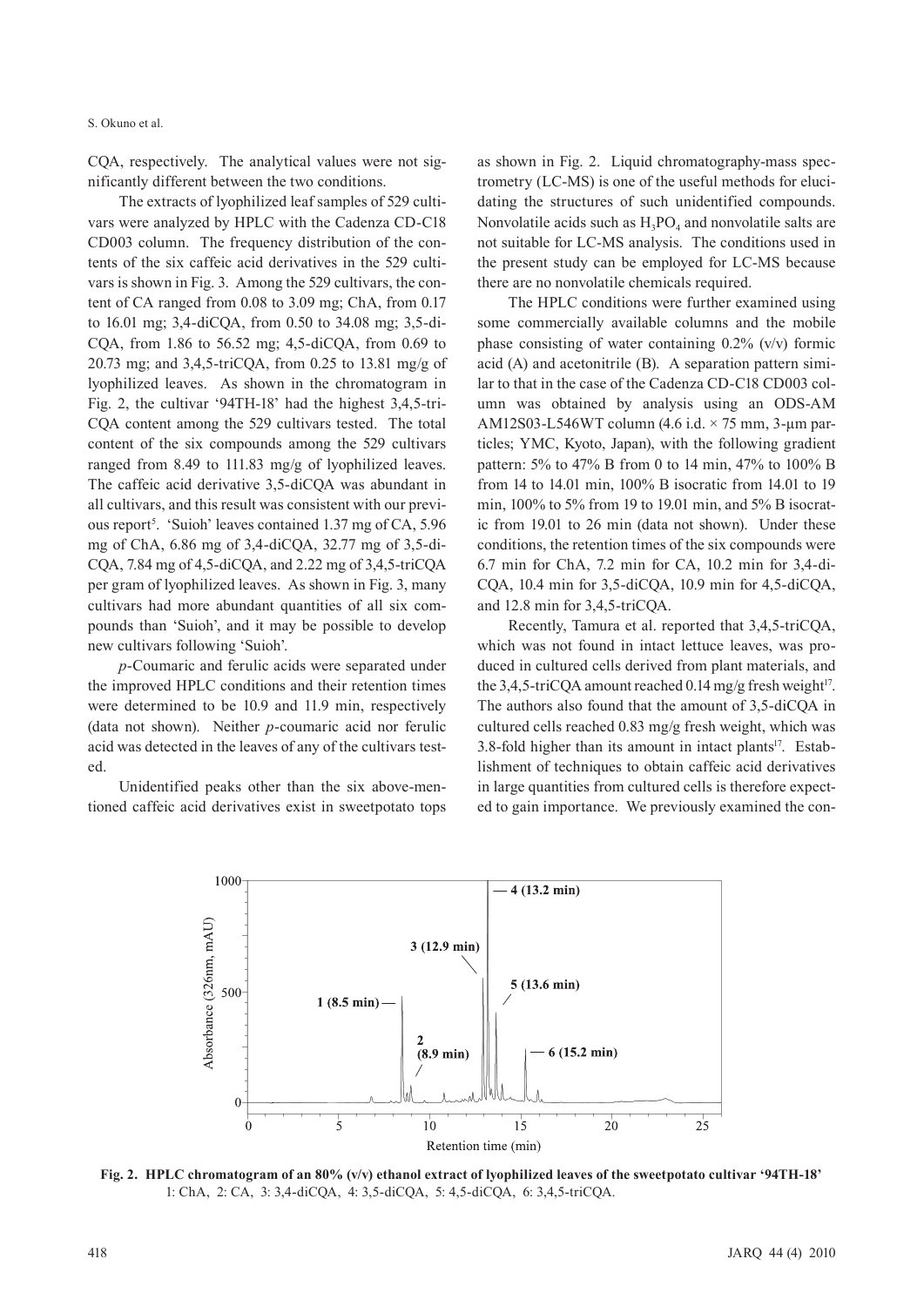CQA, respectively. The analytical values were not significantly different between the two conditions.

The extracts of lyophilized leaf samples of 529 cultivars were analyzed by HPLC with the Cadenza CD-C18 CD003 column. The frequency distribution of the contents of the six caffeic acid derivatives in the 529 cultivars is shown in Fig. 3. Among the 529 cultivars, the content of CA ranged from 0.08 to 3.09 mg; ChA, from 0.17 to 16.01 mg; 3,4-diCQA, from 0.50 to 34.08 mg; 3,5-diCQA, from 1.86 to 56.52 mg; 4,5-diCQA, from 0.69 to 20.73 mg; and 3,4,5-triCQA, from 0.25 to 13.81 mg/g of lyophilized leaves. As shown in the chromatogram in Fig. 2, the cultivar '94TH-18' had the highest 3,4,5-triCQA content among the 529 cultivars tested. The total content of the six compounds among the 529 cultivars ranged from 8.49 to 111.83 mg/g of lyophilized leaves. The caffeic acid derivative 3,5-diCQA was abundant in all cultivars, and this result was consistent with our previous report[5]. 'Suioh' leaves contained 1.37 mg of CA, 5.96 mg of ChA, 6.86 mg of 3,4-diCQA, 32.77 mg of 3,5-diCQA, 7.84 mg of 4,5-diCQA, and 2.22 mg of 3,4,5-triCQA per gram of lyophilized leaves. As shown in Fig. 3, many cultivars had more abundant quantities of all six compounds than 'Suioh', and it may be possible to develop new cultivars following 'Suioh'.

*p*-Coumaric and ferulic acids were separated under the improved HPLC conditions and their retention times were determined to be 10.9 and 11.9 min, respectively (data not shown). Neither *p*-coumaric acid nor ferulic acid was detected in the leaves of any of the cultivars tested.

Unidentified peaks other than the six above-mentioned caffeic acid derivatives exist in sweetpotato tops as shown in Fig. 2. Liquid chromatography-mass spectrometry (LC-MS) is one of the useful methods for elucidating the structures of such unidentified compounds. Nonvolatile acids such as $H_3PO_4$ and nonvolatile salts are not suitable for LC-MS analysis. The conditions used in the present study can be employed for LC-MS because there are no nonvolatile chemicals required.

The HPLC conditions were further examined using some commercially available columns and the mobile phase consisting of water containing 0.2% (v/v) formic acid (A) and acetonitrile (B). A separation pattern similar to that in the case of the Cadenza CD-C18 CD003 column was obtained by analysis using an ODS-AM AM12S03-L546WT column (4.6 i.d. × 75 mm, 3-μm particles; YMC, Kyoto, Japan), with the following gradient pattern: 5% to 47% B from 0 to 14 min, 47% to 100% B from 14 to 14.01 min, 100% B isocratic from 14.01 to 19 min, 100% to 5% from 19 to 19.01 min, and 5% B isocratic from 19.01 to 26 min (data not shown). Under these conditions, the retention times of the six compounds were 6.7 min for ChA, 7.2 min for CA, 10.2 min for 3,4-diCQA, 10.4 min for 3,5-diCQA, 10.9 min for 4,5-diCQA, and 12.8 min for 3,4,5-triCQA.

Recently, Tamura et al. reported that 3,4,5-triCQA, which was not found in intact lettuce leaves, was produced in cultured cells derived from plant materials, and the 3,4,5-triCQA amount reached 0.14 mg/g fresh weight[17]. The authors also found that the amount of 3,5-diCQA in cultured cells reached 0.83 mg/g fresh weight, which was 3.8-fold higher than its amount in intact plants[17]. Establishment of techniques to obtain caffeic acid derivatives in large quantities from cultured cells is therefore expected to gain importance. We previously examined the con-

**Fig. 2. HPLC chromatogram of an 80% (v/v) ethanol extract of lyophilized leaves of the sweetpotato cultivar '94TH-18'**
1: ChA, 2: CA, 3: 3,4-diCQA, 4: 3,5-diCQA, 5: 4,5-diCQA, 6: 3,4,5-triCQA.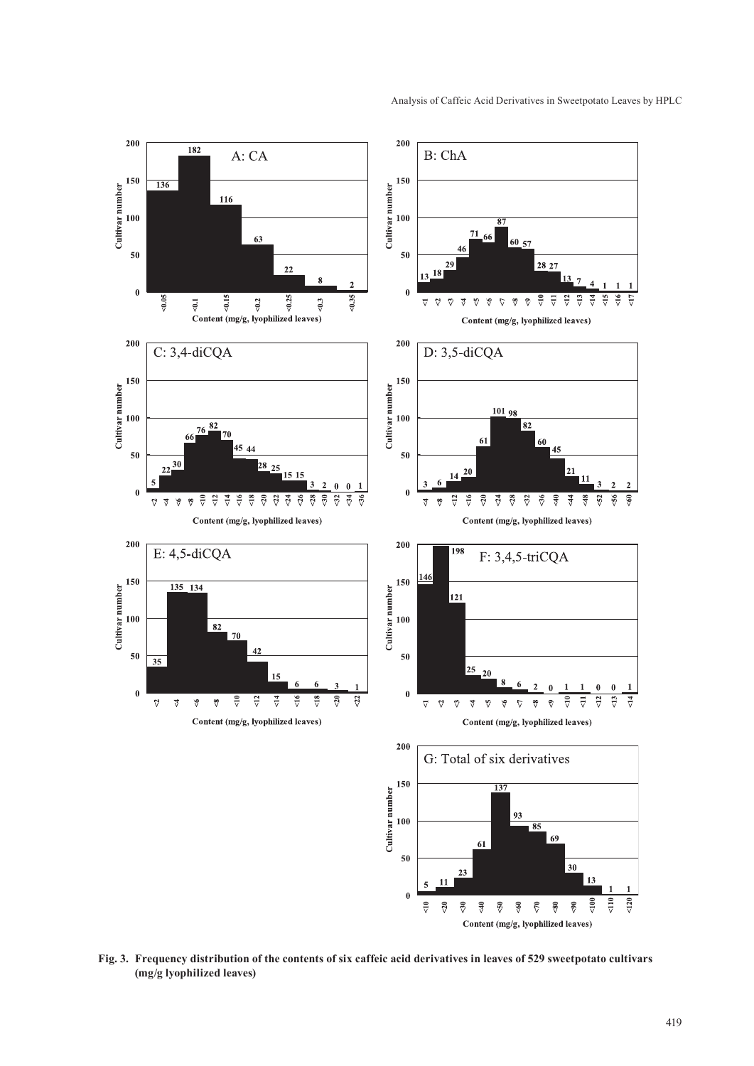**Fig. 3. Frequency distribution of the contents of six caffeic acid derivatives in leaves of 529 sweetpotato cultivars (mg/g lyophilized leaves)**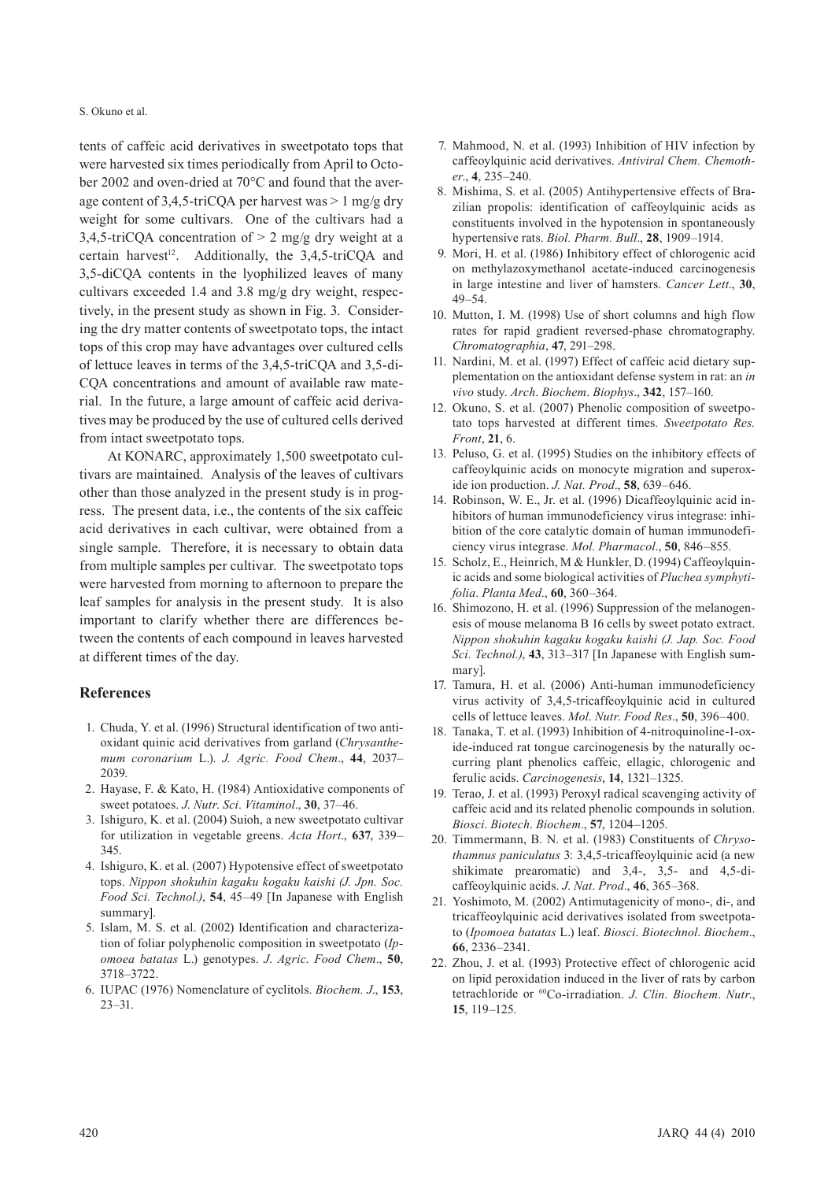tents of caffeic acid derivatives in sweetpotato tops that were harvested six times periodically from April to October 2002 and oven-dried at 70°C and found that the average content of 3,4,5-triCQA per harvest was > 1 mg/g dry weight for some cultivars. One of the cultivars had a 3,4,5-triCQA concentration of > 2 mg/g dry weight at a certain harvest[12]. Additionally, the 3,4,5-triCQA and 3,5-diCQA contents in the lyophilized leaves of many cultivars exceeded 1.4 and 3.8 mg/g dry weight, respectively, in the present study as shown in Fig. 3. Considering the dry matter contents of sweetpotato tops, the intact tops of this crop may have advantages over cultured cells of lettuce leaves in terms of the 3,4,5-triCQA and 3,5-diCQA concentrations and amount of available raw material. In the future, a large amount of caffeic acid derivatives may be produced by the use of cultured cells derived from intact sweetpotato tops.

At KONARC, approximately 1,500 sweetpotato cultivars are maintained. Analysis of the leaves of cultivars other than those analyzed in the present study is in progress. The present data, i.e., the contents of the six caffeic acid derivatives in each cultivar, were obtained from a single sample. Therefore, it is necessary to obtain data from multiple samples per cultivar. The sweetpotato tops were harvested from morning to afternoon to prepare the leaf samples for analysis in the present study. It is also important to clarify whether there are differences between the contents of each compound in leaves harvested at different times of the day.

## References

1. Chuda, Y. et al. (1996) Structural identification of two antioxidant quinic acid derivatives from garland (*Chrysanthemum coronarium* L.). *J. Agric. Food Chem*., **44**, 2037–2039.
2. Hayase, F. & Kato, H. (1984) Antioxidative components of sweet potatoes. *J. Nutr. Sci. Vitaminol*., **30**, 37–46.
3. Ishiguro, K. et al. (2004) Suioh, a new sweetpotato cultivar for utilization in vegetable greens. *Acta Hort*., **637**, 339–345.
4. Ishiguro, K. et al. (2007) Hypotensive effect of sweetpotato tops. *Nippon shokuhin kagaku kogaku kaishi (J. Jpn. Soc. Food Sci. Technol.)*, **54**, 45–49 [In Japanese with English summary].
5. Islam, M. S. et al. (2002) Identification and characterization of foliar polyphenolic composition in sweetpotato (*Ipomoea batatas* L.) genotypes. *J. Agric. Food Chem*., **50**, 3718–3722.
6. IUPAC (1976) Nomenclature of cyclitols. *Biochem. J*., **153**, 23–31.
7. Mahmood, N. et al. (1993) Inhibition of HIV infection by caffeoylquinic acid derivatives. *Antiviral Chem. Chemother*., **4**, 235–240.
8. Mishima, S. et al. (2005) Antihypertensive effects of Brazilian propolis: identification of caffeoylquinic acids as constituents involved in the hypotension in spontaneously hypertensive rats. *Biol. Pharm. Bull*., **28**, 1909–1914.
9. Mori, H. et al. (1986) Inhibitory effect of chlorogenic acid on methylazoxymethanol acetate-induced carcinogenesis in large intestine and liver of hamsters. *Cancer Lett*., **30**, 49–54.
10. Mutton, I. M. (1998) Use of short columns and high flow rates for rapid gradient reversed-phase chromatography. *Chromatographia*, **47**, 291–298.
11. Nardini, M. et al. (1997) Effect of caffeic acid dietary supplementation on the antioxidant defense system in rat: an *in vivo* study. *Arch. Biochem. Biophys*., **342**, 157–160.
12. Okuno, S. et al. (2007) Phenolic composition of sweetpotato tops harvested at different times. *Sweetpotato Res. Front*, **21**, 6.
13. Peluso, G. et al. (1995) Studies on the inhibitory effects of caffeoylquinic acids on monocyte migration and superoxide ion production. *J. Nat. Prod*., **58**, 639–646.
14. Robinson, W. E., Jr. et al. (1996) Dicaffeoylquinic acid inhibitors of human immunodeficiency virus integrase: inhibition of the core catalytic domain of human immunodeficiency virus integrase. *Mol. Pharmacol*., **50**, 846–855.
15. Scholz, E., Heinrich, M & Hunkler, D. (1994) Caffeoylquinic acids and some biological activities of *Pluchea symphytifolia*. *Planta Med*., **60**, 360–364.
16. Shimozono, H. et al. (1996) Suppression of the melanogenesis of mouse melanoma B 16 cells by sweet potato extract. *Nippon shokuhin kagaku kogaku kaishi (J. Jap. Soc. Food Sci. Technol.)*, **43**, 313–317 [In Japanese with English summary].
17. Tamura, H. et al. (2006) Anti-human immunodeficiency virus activity of 3,4,5-tricaffeoylquinic acid in cultured cells of lettuce leaves. *Mol. Nutr. Food Res*., **50**, 396–400.
18. Tanaka, T. et al. (1993) Inhibition of 4-nitroquinoline-1-oxide-induced rat tongue carcinogenesis by the naturally occurring plant phenolics caffeic, ellagic, chlorogenic and ferulic acids. *Carcinogenesis*, **14**, 1321–1325.
19. Terao, J. et al. (1993) Peroxyl radical scavenging activity of caffeic acid and its related phenolic compounds in solution. *Biosci. Biotech. Biochem*., **57**, 1204–1205.
20. Timmermann, B. N. et al. (1983) Constituents of *Chrysothamnus paniculatus* 3: 3,4,5-tricaffeoylquinic acid (a new shikimate prearomatic) and 3,4-, 3,5- and 4,5-dicaffeoylquinic acids. *J. Nat. Prod*., **46**, 365–368.
21. Yoshimoto, M. (2002) Antimutagenicity of mono-, di-, and tricaffeoylquinic acid derivatives isolated from sweetpotato (*Ipomoea batatas* L.) leaf. *Biosci. Biotechnol. Biochem*., **66**, 2336–2341.
22. Zhou, J. et al. (1993) Protective effect of chlorogenic acid on lipid peroxidation induced in the liver of rats by carbon tetrachloride or $^{60}$Co-irradiation. *J. Clin. Biochem. Nutr*., **15**, 119–125.